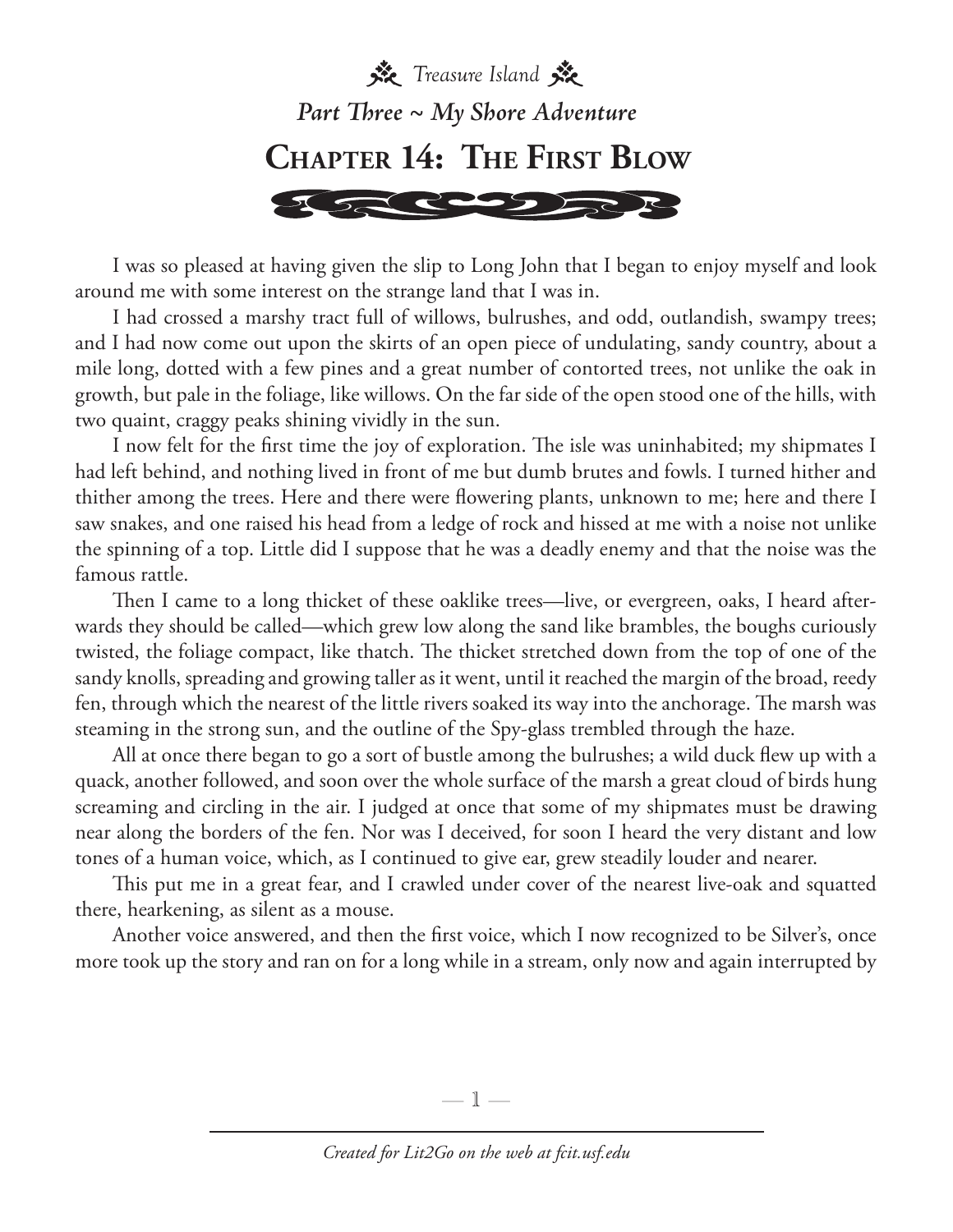*Treasure Island*

*Part Three ~ My Shore Adventure*

# Chapter 14: The First Blow

I was so pleased at having given the slip to Long John that I began to enjoy myself and look around me with some interest on the strange land that I was in.

I had crossed a marshy tract full of willows, bulrushes, and odd, outlandish, swampy trees; and I had now come out upon the skirts of an open piece of undulating, sandy country, about a mile long, dotted with a few pines and a great number of contorted trees, not unlike the oak in growth, but pale in the foliage, like willows. On the far side of the open stood one of the hills, with two quaint, craggy peaks shining vividly in the sun.

I now felt for the first time the joy of exploration. The isle was uninhabited; my shipmates I had left behind, and nothing lived in front of me but dumb brutes and fowls. I turned hither and thither among the trees. Here and there were flowering plants, unknown to me; here and there I saw snakes, and one raised his head from a ledge of rock and hissed at me with a noise not unlike the spinning of a top. Little did I suppose that he was a deadly enemy and that the noise was the famous rattle.

Then I came to a long thicket of these oaklike trees—live, or evergreen, oaks, I heard afterwards they should be called—which grew low along the sand like brambles, the boughs curiously twisted, the foliage compact, like thatch. The thicket stretched down from the top of one of the sandy knolls, spreading and growing taller as it went, until it reached the margin of the broad, reedy fen, through which the nearest of the little rivers soaked its way into the anchorage. The marsh was steaming in the strong sun, and the outline of the Spy-glass trembled through the haze.

All at once there began to go a sort of bustle among the bulrushes; a wild duck flew up with a quack, another followed, and soon over the whole surface of the marsh a great cloud of birds hung screaming and circling in the air. I judged at once that some of my shipmates must be drawing near along the borders of the fen. Nor was I deceived, for soon I heard the very distant and low tones of a human voice, which, as I continued to give ear, grew steadily louder and nearer.

This put me in a great fear, and I crawled under cover of the nearest live-oak and squatted there, hearkening, as silent as a mouse.

Another voice answered, and then the first voice, which I now recognized to be Silver's, once more took up the story and ran on for a long while in a stream, only now and again interrupted by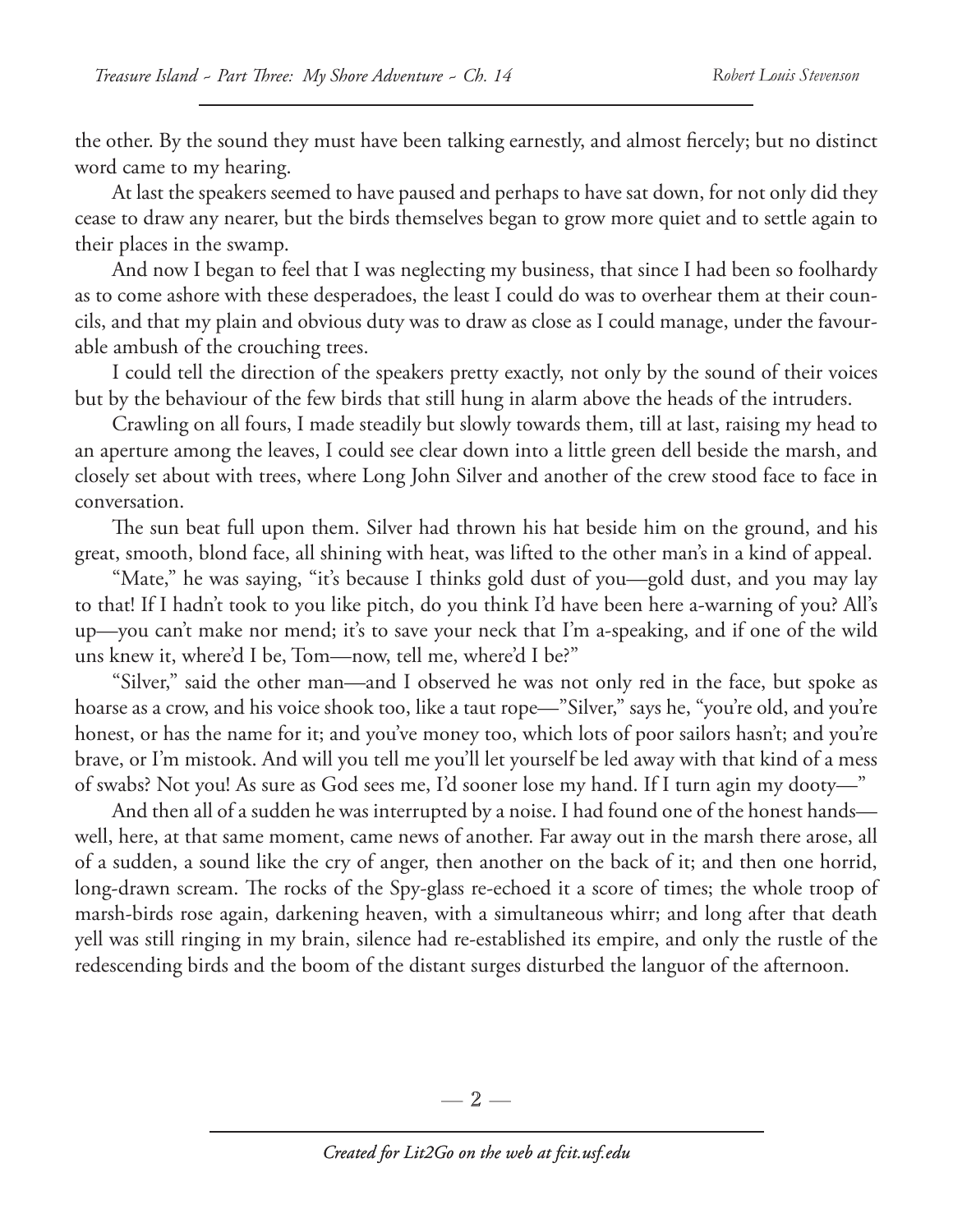the other. By the sound they must have been talking earnestly, and almost fiercely; but no distinct word came to my hearing.

At last the speakers seemed to have paused and perhaps to have sat down, for not only did they cease to draw any nearer, but the birds themselves began to grow more quiet and to settle again to their places in the swamp.

And now I began to feel that I was neglecting my business, that since I had been so foolhardy as to come ashore with these desperadoes, the least I could do was to overhear them at their councils, and that my plain and obvious duty was to draw as close as I could manage, under the favourable ambush of the crouching trees.

I could tell the direction of the speakers pretty exactly, not only by the sound of their voices but by the behaviour of the few birds that still hung in alarm above the heads of the intruders.

Crawling on all fours, I made steadily but slowly towards them, till at last, raising my head to an aperture among the leaves, I could see clear down into a little green dell beside the marsh, and closely set about with trees, where Long John Silver and another of the crew stood face to face in conversation.

The sun beat full upon them. Silver had thrown his hat beside him on the ground, and his great, smooth, blond face, all shining with heat, was lifted to the other man's in a kind of appeal.

"Mate," he was saying, "it's because I thinks gold dust of you—gold dust, and you may lay to that! If I hadn't took to you like pitch, do you think I'd have been here a-warning of you? All's up—you can't make nor mend; it's to save your neck that I'm a-speaking, and if one of the wild uns knew it, where'd I be, Tom—now, tell me, where'd I be?"

"Silver," said the other man—and I observed he was not only red in the face, but spoke as hoarse as a crow, and his voice shook too, like a taut rope—"Silver," says he, "you're old, and you're honest, or has the name for it; and you've money too, which lots of poor sailors hasn't; and you're brave, or I'm mistook. And will you tell me you'll let yourself be led away with that kind of a mess of swabs? Not you! As sure as God sees me, I'd sooner lose my hand. If I turn agin my dooty—"

And then all of a sudden he was interrupted by a noise. I had found one of the honest hands—well, here, at that same moment, came news of another. Far away out in the marsh there arose, all of a sudden, a sound like the cry of anger, then another on the back of it; and then one horrid, long-drawn scream. The rocks of the Spy-glass re-echoed it a score of times; the whole troop of marsh-birds rose again, darkening heaven, with a simultaneous whirr; and long after that death yell was still ringing in my brain, silence had re-established its empire, and only the rustle of the redescending birds and the boom of the distant surges disturbed the languor of the afternoon.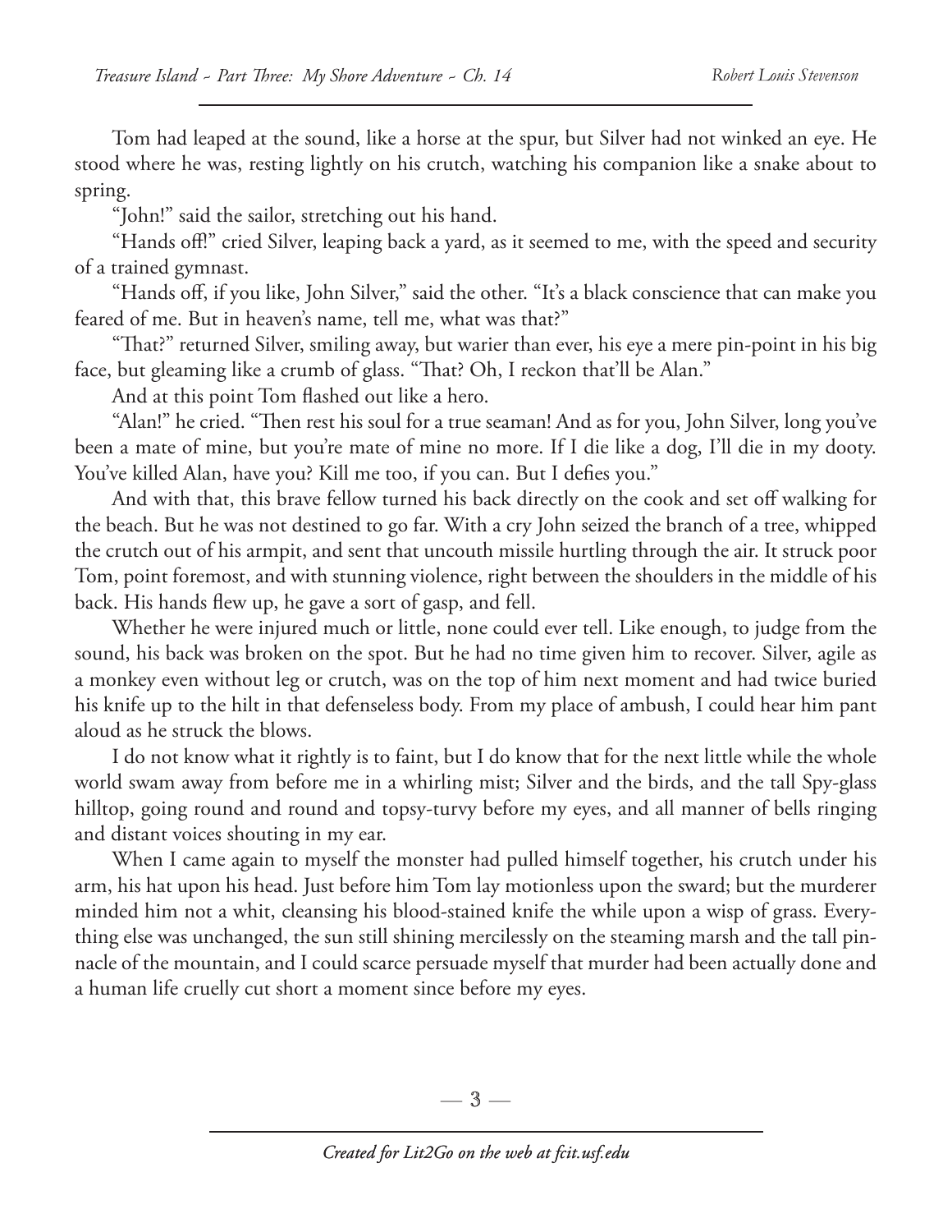Tom had leaped at the sound, like a horse at the spur, but Silver had not winked an eye. He stood where he was, resting lightly on his crutch, watching his companion like a snake about to spring.

"John!" said the sailor, stretching out his hand.

"Hands off!" cried Silver, leaping back a yard, as it seemed to me, with the speed and security of a trained gymnast.

"Hands off, if you like, John Silver," said the other. "It's a black conscience that can make you feared of me. But in heaven's name, tell me, what was that?"

"That?" returned Silver, smiling away, but warier than ever, his eye a mere pin-point in his big face, but gleaming like a crumb of glass. "That? Oh, I reckon that'll be Alan."

And at this point Tom flashed out like a hero.

"Alan!" he cried. "Then rest his soul for a true seaman! And as for you, John Silver, long you've been a mate of mine, but you're mate of mine no more. If I die like a dog, I'll die in my dooty. You've killed Alan, have you? Kill me too, if you can. But I defies you."

And with that, this brave fellow turned his back directly on the cook and set off walking for the beach. But he was not destined to go far. With a cry John seized the branch of a tree, whipped the crutch out of his armpit, and sent that uncouth missile hurtling through the air. It struck poor Tom, point foremost, and with stunning violence, right between the shoulders in the middle of his back. His hands flew up, he gave a sort of gasp, and fell.

Whether he were injured much or little, none could ever tell. Like enough, to judge from the sound, his back was broken on the spot. But he had no time given him to recover. Silver, agile as a monkey even without leg or crutch, was on the top of him next moment and had twice buried his knife up to the hilt in that defenseless body. From my place of ambush, I could hear him pant aloud as he struck the blows.

I do not know what it rightly is to faint, but I do know that for the next little while the whole world swam away from before me in a whirling mist; Silver and the birds, and the tall Spy-glass hilltop, going round and round and topsy-turvy before my eyes, and all manner of bells ringing and distant voices shouting in my ear.

When I came again to myself the monster had pulled himself together, his crutch under his arm, his hat upon his head. Just before him Tom lay motionless upon the sward; but the murderer minded him not a whit, cleansing his blood-stained knife the while upon a wisp of grass. Everything else was unchanged, the sun still shining mercilessly on the steaming marsh and the tall pinnacle of the mountain, and I could scarce persuade myself that murder had been actually done and a human life cruelly cut short a moment since before my eyes.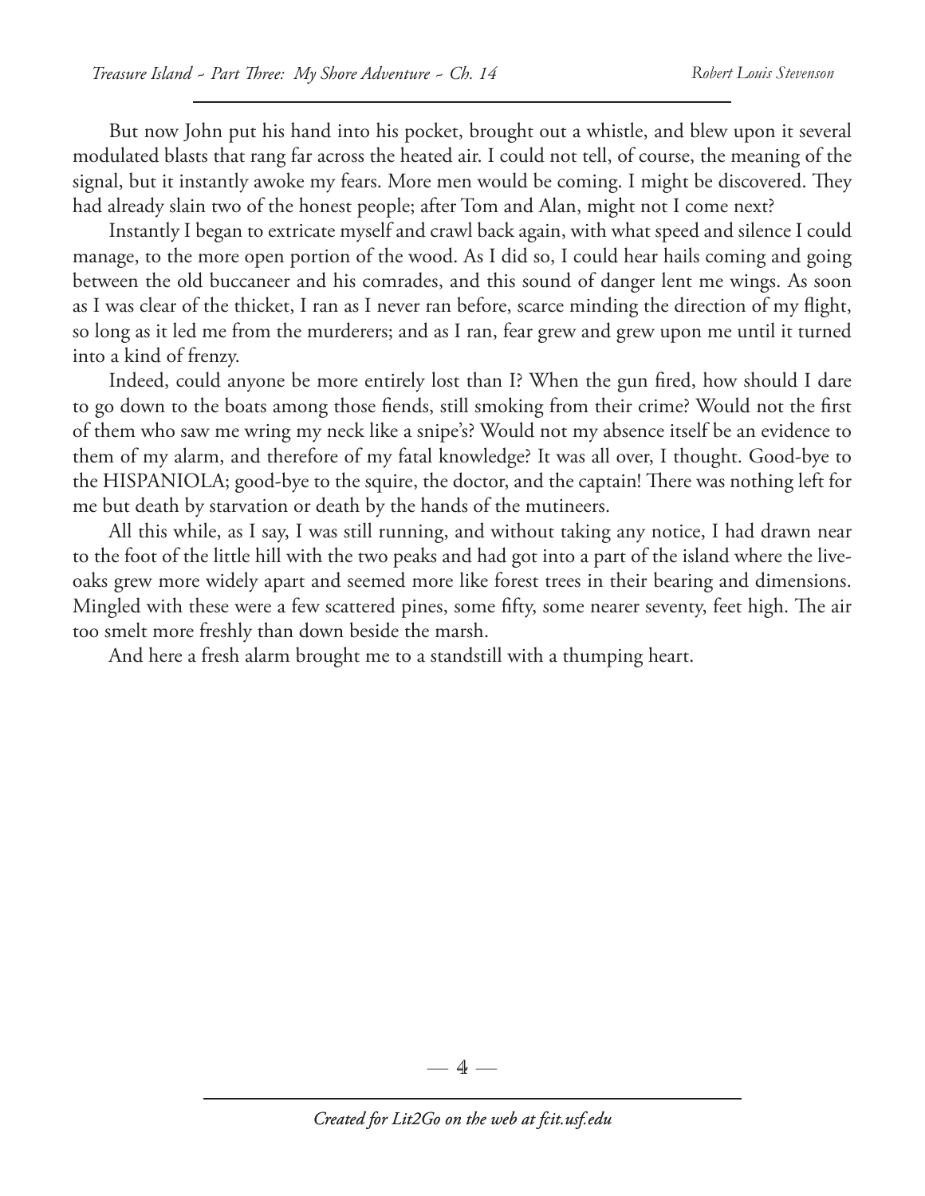But now John put his hand into his pocket, brought out a whistle, and blew upon it several modulated blasts that rang far across the heated air. I could not tell, of course, the meaning of the signal, but it instantly awoke my fears. More men would be coming. I might be discovered. They had already slain two of the honest people; after Tom and Alan, might not I come next?

Instantly I began to extricate myself and crawl back again, with what speed and silence I could manage, to the more open portion of the wood. As I did so, I could hear hails coming and going between the old buccaneer and his comrades, and this sound of danger lent me wings. As soon as I was clear of the thicket, I ran as I never ran before, scarce minding the direction of my flight, so long as it led me from the murderers; and as I ran, fear grew and grew upon me until it turned into a kind of frenzy.

Indeed, could anyone be more entirely lost than I? When the gun fired, how should I dare to go down to the boats among those fiends, still smoking from their crime? Would not the first of them who saw me wring my neck like a snipe's? Would not my absence itself be an evidence to them of my alarm, and therefore of my fatal knowledge? It was all over, I thought. Good-bye to the HISPANIOLA; good-bye to the squire, the doctor, and the captain! There was nothing left for me but death by starvation or death by the hands of the mutineers.

All this while, as I say, I was still running, and without taking any notice, I had drawn near to the foot of the little hill with the two peaks and had got into a part of the island where the live-oaks grew more widely apart and seemed more like forest trees in their bearing and dimensions. Mingled with these were a few scattered pines, some fifty, some nearer seventy, feet high. The air too smelt more freshly than down beside the marsh.

And here a fresh alarm brought me to a standstill with a thumping heart.